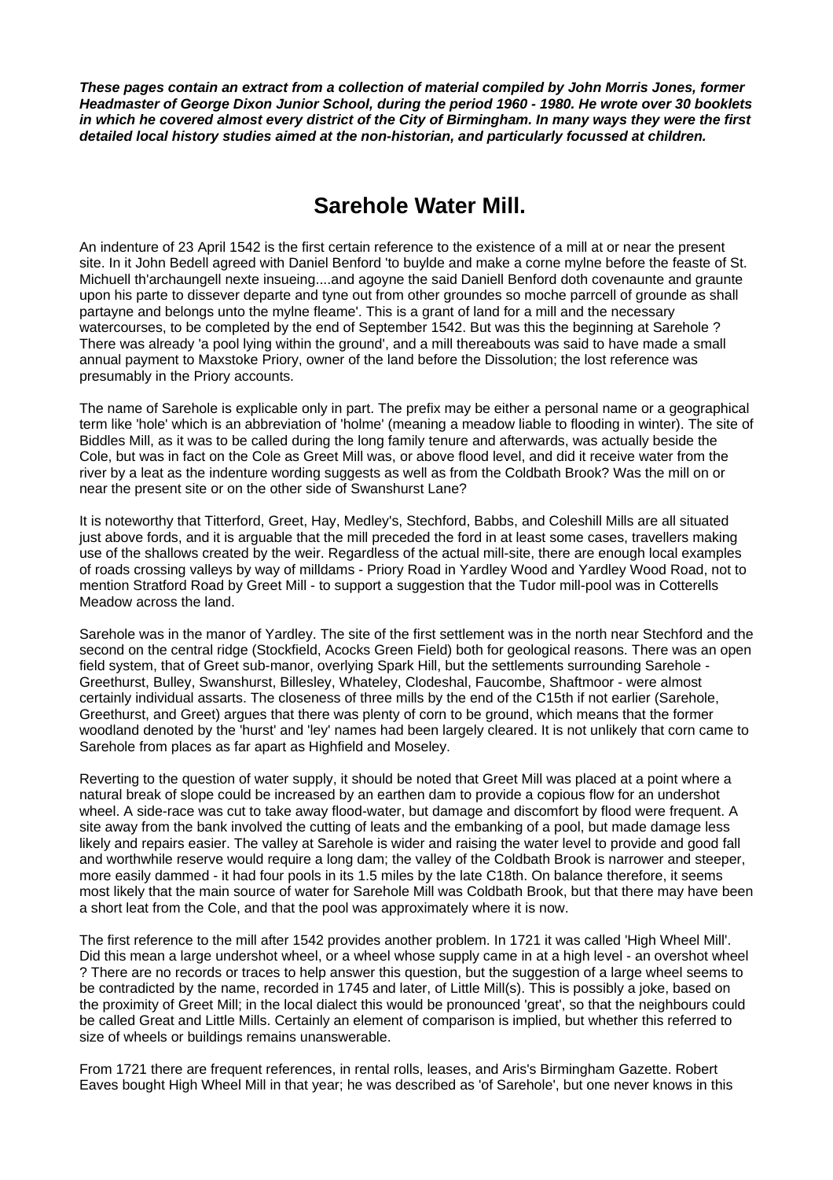***These pages contain an extract from a collection of material compiled by John Morris Jones, former Headmaster of George Dixon Junior School, during the period 1960 - 1980. He wrote over 30 booklets in which he covered almost every district of the City of Birmingham. In many ways they were the first detailed local history studies aimed at the non-historian, and particularly focussed at children.***

# Sarehole Water Mill.

An indenture of 23 April 1542 is the first certain reference to the existence of a mill at or near the present site. In it John Bedell agreed with Daniel Benford 'to buylde and make a corne mylne before the feaste of St. Michuell th'archaungell nexte insueing....and agoyne the said Daniell Benford doth covenaunte and graunte upon his parte to dissever departe and tyne out from other groundes so moche parrcell of grounde as shall partayne and belongs unto the mylne fleame'. This is a grant of land for a mill and the necessary watercourses, to be completed by the end of September 1542. But was this the beginning at Sarehole ? There was already 'a pool lying within the ground', and a mill thereabouts was said to have made a small annual payment to Maxstoke Priory, owner of the land before the Dissolution; the lost reference was presumably in the Priory accounts.

The name of Sarehole is explicable only in part. The prefix may be either a personal name or a geographical term like 'hole' which is an abbreviation of 'holme' (meaning a meadow liable to flooding in winter). The site of Biddles Mill, as it was to be called during the long family tenure and afterwards, was actually beside the Cole, but was in fact on the Cole as Greet Mill was, or above flood level, and did it receive water from the river by a leat as the indenture wording suggests as well as from the Coldbath Brook? Was the mill on or near the present site or on the other side of Swanshurst Lane?

It is noteworthy that Titterford, Greet, Hay, Medley's, Stechford, Babbs, and Coleshill Mills are all situated just above fords, and it is arguable that the mill preceded the ford in at least some cases, travellers making use of the shallows created by the weir. Regardless of the actual mill-site, there are enough local examples of roads crossing valleys by way of milldams - Priory Road in Yardley Wood and Yardley Wood Road, not to mention Stratford Road by Greet Mill - to support a suggestion that the Tudor mill-pool was in Cotterells Meadow across the land.

Sarehole was in the manor of Yardley. The site of the first settlement was in the north near Stechford and the second on the central ridge (Stockfield, Acocks Green Field) both for geological reasons. There was an open field system, that of Greet sub-manor, overlying Spark Hill, but the settlements surrounding Sarehole - Greethurst, Bulley, Swanshurst, Billesley, Whateley, Clodeshal, Faucombe, Shaftmoor - were almost certainly individual assarts. The closeness of three mills by the end of the C15th if not earlier (Sarehole, Greethurst, and Greet) argues that there was plenty of corn to be ground, which means that the former woodland denoted by the 'hurst' and 'ley' names had been largely cleared. It is not unlikely that corn came to Sarehole from places as far apart as Highfield and Moseley.

Reverting to the question of water supply, it should be noted that Greet Mill was placed at a point where a natural break of slope could be increased by an earthen dam to provide a copious flow for an undershot wheel. A side-race was cut to take away flood-water, but damage and discomfort by flood were frequent. A site away from the bank involved the cutting of leats and the embanking of a pool, but made damage less likely and repairs easier. The valley at Sarehole is wider and raising the water level to provide and good fall and worthwhile reserve would require a long dam; the valley of the Coldbath Brook is narrower and steeper, more easily dammed - it had four pools in its 1.5 miles by the late C18th. On balance therefore, it seems most likely that the main source of water for Sarehole Mill was Coldbath Brook, but that there may have been a short leat from the Cole, and that the pool was approximately where it is now.

The first reference to the mill after 1542 provides another problem. In 1721 it was called 'High Wheel Mill'. Did this mean a large undershot wheel, or a wheel whose supply came in at a high level - an overshot wheel ? There are no records or traces to help answer this question, but the suggestion of a large wheel seems to be contradicted by the name, recorded in 1745 and later, of Little Mill(s). This is possibly a joke, based on the proximity of Greet Mill; in the local dialect this would be pronounced 'great', so that the neighbours could be called Great and Little Mills. Certainly an element of comparison is implied, but whether this referred to size of wheels or buildings remains unanswerable.

From 1721 there are frequent references, in rental rolls, leases, and Aris's Birmingham Gazette. Robert Eaves bought High Wheel Mill in that year; he was described as 'of Sarehole', but one never knows in this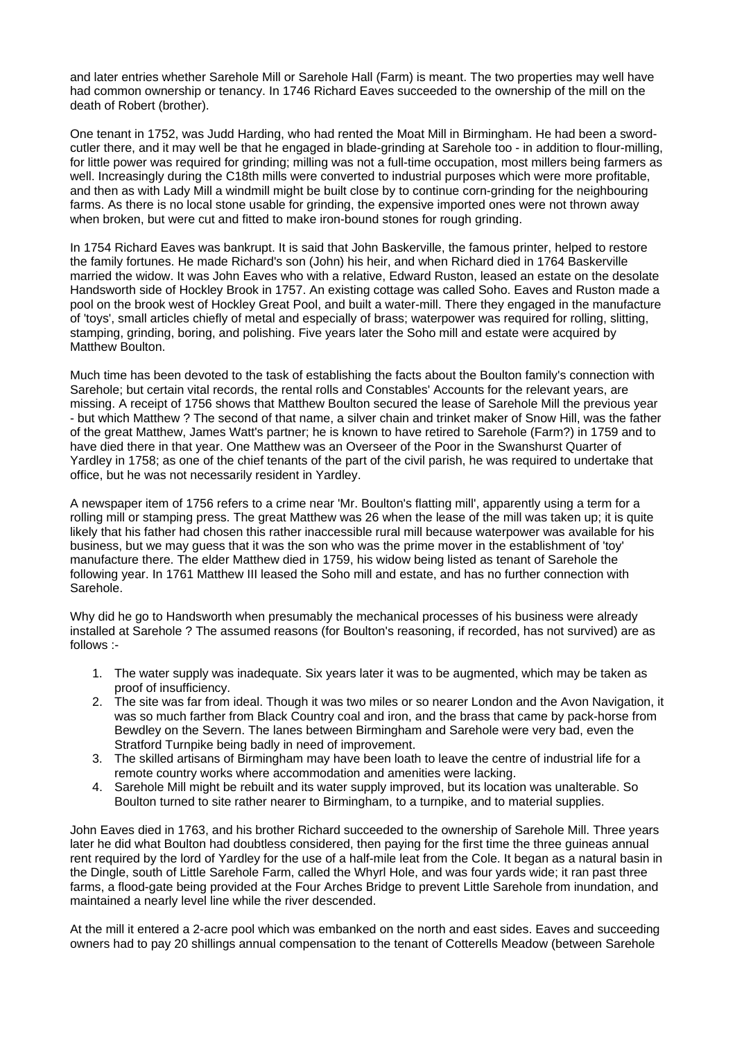and later entries whether Sarehole Mill or Sarehole Hall (Farm) is meant. The two properties may well have had common ownership or tenancy. In 1746 Richard Eaves succeeded to the ownership of the mill on the death of Robert (brother).

One tenant in 1752, was Judd Harding, who had rented the Moat Mill in Birmingham. He had been a sword-cutler there, and it may well be that he engaged in blade-grinding at Sarehole too - in addition to flour-milling, for little power was required for grinding; milling was not a full-time occupation, most millers being farmers as well. Increasingly during the C18th mills were converted to industrial purposes which were more profitable, and then as with Lady Mill a windmill might be built close by to continue corn-grinding for the neighbouring farms. As there is no local stone usable for grinding, the expensive imported ones were not thrown away when broken, but were cut and fitted to make iron-bound stones for rough grinding.

In 1754 Richard Eaves was bankrupt. It is said that John Baskerville, the famous printer, helped to restore the family fortunes. He made Richard's son (John) his heir, and when Richard died in 1764 Baskerville married the widow. It was John Eaves who with a relative, Edward Ruston, leased an estate on the desolate Handsworth side of Hockley Brook in 1757. An existing cottage was called Soho. Eaves and Ruston made a pool on the brook west of Hockley Great Pool, and built a water-mill. There they engaged in the manufacture of 'toys', small articles chiefly of metal and especially of brass; waterpower was required for rolling, slitting, stamping, grinding, boring, and polishing. Five years later the Soho mill and estate were acquired by Matthew Boulton.

Much time has been devoted to the task of establishing the facts about the Boulton family's connection with Sarehole; but certain vital records, the rental rolls and Constables' Accounts for the relevant years, are missing. A receipt of 1756 shows that Matthew Boulton secured the lease of Sarehole Mill the previous year - but which Matthew ? The second of that name, a silver chain and trinket maker of Snow Hill, was the father of the great Matthew, James Watt's partner; he is known to have retired to Sarehole (Farm?) in 1759 and to have died there in that year. One Matthew was an Overseer of the Poor in the Swanshurst Quarter of Yardley in 1758; as one of the chief tenants of the part of the civil parish, he was required to undertake that office, but he was not necessarily resident in Yardley.

A newspaper item of 1756 refers to a crime near 'Mr. Boulton's flatting mill', apparently using a term for a rolling mill or stamping press. The great Matthew was 26 when the lease of the mill was taken up; it is quite likely that his father had chosen this rather inaccessible rural mill because waterpower was available for his business, but we may guess that it was the son who was the prime mover in the establishment of 'toy' manufacture there. The elder Matthew died in 1759, his widow being listed as tenant of Sarehole the following year. In 1761 Matthew III leased the Soho mill and estate, and has no further connection with Sarehole.

Why did he go to Handsworth when presumably the mechanical processes of his business were already installed at Sarehole ? The assumed reasons (for Boulton's reasoning, if recorded, has not survived) are as follows :-

1. The water supply was inadequate. Six years later it was to be augmented, which may be taken as proof of insufficiency.
2. The site was far from ideal. Though it was two miles or so nearer London and the Avon Navigation, it was so much farther from Black Country coal and iron, and the brass that came by pack-horse from Bewdley on the Severn. The lanes between Birmingham and Sarehole were very bad, even the Stratford Turnpike being badly in need of improvement.
3. The skilled artisans of Birmingham may have been loath to leave the centre of industrial life for a remote country works where accommodation and amenities were lacking.
4. Sarehole Mill might be rebuilt and its water supply improved, but its location was unalterable. So Boulton turned to site rather nearer to Birmingham, to a turnpike, and to material supplies.

John Eaves died in 1763, and his brother Richard succeeded to the ownership of Sarehole Mill. Three years later he did what Boulton had doubtless considered, then paying for the first time the three guineas annual rent required by the lord of Yardley for the use of a half-mile leat from the Cole. It began as a natural basin in the Dingle, south of Little Sarehole Farm, called the Whyrl Hole, and was four yards wide; it ran past three farms, a flood-gate being provided at the Four Arches Bridge to prevent Little Sarehole from inundation, and maintained a nearly level line while the river descended.

At the mill it entered a 2-acre pool which was embanked on the north and east sides. Eaves and succeeding owners had to pay 20 shillings annual compensation to the tenant of Cotterells Meadow (between Sarehole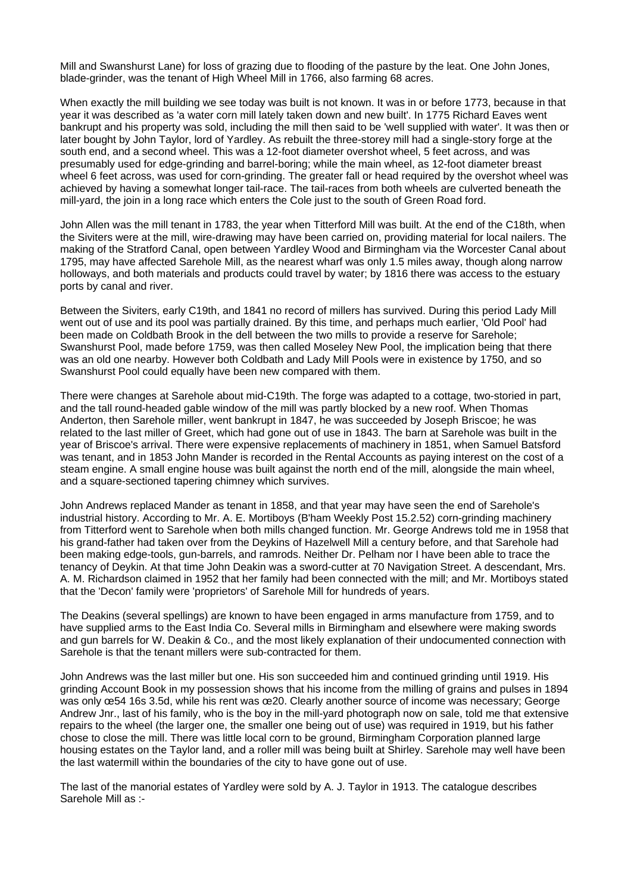Mill and Swanshurst Lane) for loss of grazing due to flooding of the pasture by the leat. One John Jones, blade-grinder, was the tenant of High Wheel Mill in 1766, also farming 68 acres.

When exactly the mill building we see today was built is not known. It was in or before 1773, because in that year it was described as 'a water corn mill lately taken down and new built'. In 1775 Richard Eaves went bankrupt and his property was sold, including the mill then said to be 'well supplied with water'. It was then or later bought by John Taylor, lord of Yardley. As rebuilt the three-storey mill had a single-story forge at the south end, and a second wheel. This was a 12-foot diameter overshot wheel, 5 feet across, and was presumably used for edge-grinding and barrel-boring; while the main wheel, as 12-foot diameter breast wheel 6 feet across, was used for corn-grinding. The greater fall or head required by the overshot wheel was achieved by having a somewhat longer tail-race. The tail-races from both wheels are culverted beneath the mill-yard, the join in a long race which enters the Cole just to the south of Green Road ford.

John Allen was the mill tenant in 1783, the year when Titterford Mill was built. At the end of the C18th, when the Siviters were at the mill, wire-drawing may have been carried on, providing material for local nailers. The making of the Stratford Canal, open between Yardley Wood and Birmingham via the Worcester Canal about 1795, may have affected Sarehole Mill, as the nearest wharf was only 1.5 miles away, though along narrow holloways, and both materials and products could travel by water; by 1816 there was access to the estuary ports by canal and river.

Between the Siviters, early C19th, and 1841 no record of millers has survived. During this period Lady Mill went out of use and its pool was partially drained. By this time, and perhaps much earlier, 'Old Pool' had been made on Coldbath Brook in the dell between the two mills to provide a reserve for Sarehole; Swanshurst Pool, made before 1759, was then called Moseley New Pool, the implication being that there was an old one nearby. However both Coldbath and Lady Mill Pools were in existence by 1750, and so Swanshurst Pool could equally have been new compared with them.

There were changes at Sarehole about mid-C19th. The forge was adapted to a cottage, two-storied in part, and the tall round-headed gable window of the mill was partly blocked by a new roof. When Thomas Anderton, then Sarehole miller, went bankrupt in 1847, he was succeeded by Joseph Briscoe; he was related to the last miller of Greet, which had gone out of use in 1843. The barn at Sarehole was built in the year of Briscoe's arrival. There were expensive replacements of machinery in 1851, when Samuel Batsford was tenant, and in 1853 John Mander is recorded in the Rental Accounts as paying interest on the cost of a steam engine. A small engine house was built against the north end of the mill, alongside the main wheel, and a square-sectioned tapering chimney which survives.

John Andrews replaced Mander as tenant in 1858, and that year may have seen the end of Sarehole's industrial history. According to Mr. A. E. Mortiboys (B'ham Weekly Post 15.2.52) corn-grinding machinery from Titterford went to Sarehole when both mills changed function. Mr. George Andrews told me in 1958 that his grand-father had taken over from the Deykins of Hazelwell Mill a century before, and that Sarehole had been making edge-tools, gun-barrels, and ramrods. Neither Dr. Pelham nor I have been able to trace the tenancy of Deykin. At that time John Deakin was a sword-cutter at 70 Navigation Street. A descendant, Mrs. A. M. Richardson claimed in 1952 that her family had been connected with the mill; and Mr. Mortiboys stated that the 'Decon' family were 'proprietors' of Sarehole Mill for hundreds of years.

The Deakins (several spellings) are known to have been engaged in arms manufacture from 1759, and to have supplied arms to the East India Co. Several mills in Birmingham and elsewhere were making swords and gun barrels for W. Deakin & Co., and the most likely explanation of their undocumented connection with Sarehole is that the tenant millers were sub-contracted for them.

John Andrews was the last miller but one. His son succeeded him and continued grinding until 1919. His grinding Account Book in my possession shows that his income from the milling of grains and pulses in 1894 was only œ54 16s 3.5d, while his rent was œ20. Clearly another source of income was necessary; George Andrew Jnr., last of his family, who is the boy in the mill-yard photograph now on sale, told me that extensive repairs to the wheel (the larger one, the smaller one being out of use) was required in 1919, but his father chose to close the mill. There was little local corn to be ground, Birmingham Corporation planned large housing estates on the Taylor land, and a roller mill was being built at Shirley. Sarehole may well have been the last watermill within the boundaries of the city to have gone out of use.

The last of the manorial estates of Yardley were sold by A. J. Taylor in 1913. The catalogue describes Sarehole Mill as :-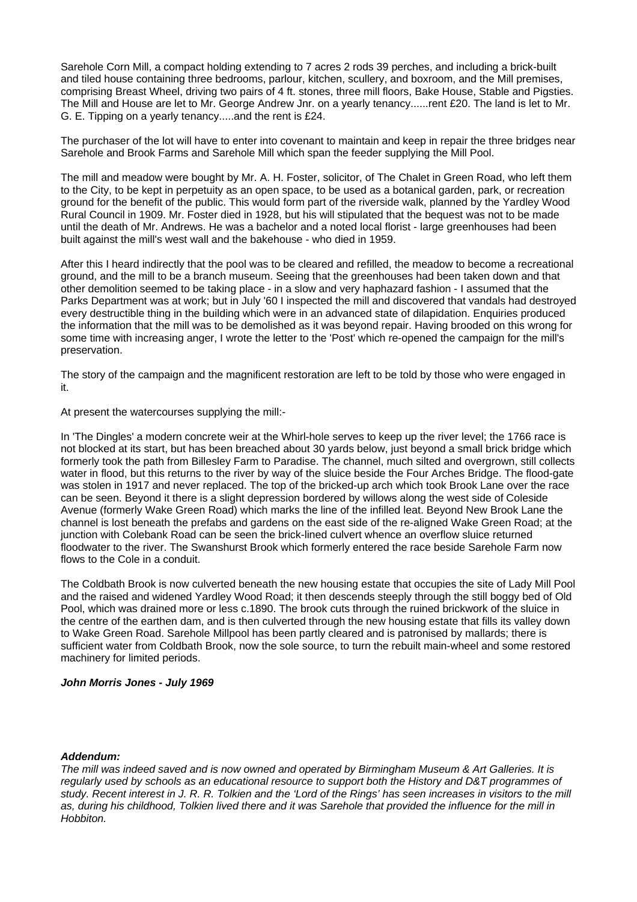Sarehole Corn Mill, a compact holding extending to 7 acres 2 rods 39 perches, and including a brick-built and tiled house containing three bedrooms, parlour, kitchen, scullery, and boxroom, and the Mill premises, comprising Breast Wheel, driving two pairs of 4 ft. stones, three mill floors, Bake House, Stable and Pigsties. The Mill and House are let to Mr. George Andrew Jnr. on a yearly tenancy......rent £20. The land is let to Mr. G. E. Tipping on a yearly tenancy.....and the rent is £24.

The purchaser of the lot will have to enter into covenant to maintain and keep in repair the three bridges near Sarehole and Brook Farms and Sarehole Mill which span the feeder supplying the Mill Pool.

The mill and meadow were bought by Mr. A. H. Foster, solicitor, of The Chalet in Green Road, who left them to the City, to be kept in perpetuity as an open space, to be used as a botanical garden, park, or recreation ground for the benefit of the public. This would form part of the riverside walk, planned by the Yardley Wood Rural Council in 1909. Mr. Foster died in 1928, but his will stipulated that the bequest was not to be made until the death of Mr. Andrews. He was a bachelor and a noted local florist - large greenhouses had been built against the mill's west wall and the bakehouse - who died in 1959.

After this I heard indirectly that the pool was to be cleared and refilled, the meadow to become a recreational ground, and the mill to be a branch museum. Seeing that the greenhouses had been taken down and that other demolition seemed to be taking place - in a slow and very haphazard fashion - I assumed that the Parks Department was at work; but in July '60 I inspected the mill and discovered that vandals had destroyed every destructible thing in the building which were in an advanced state of dilapidation. Enquiries produced the information that the mill was to be demolished as it was beyond repair. Having brooded on this wrong for some time with increasing anger, I wrote the letter to the 'Post' which re-opened the campaign for the mill's preservation.

The story of the campaign and the magnificent restoration are left to be told by those who were engaged in it.

At present the watercourses supplying the mill:-

In 'The Dingles' a modern concrete weir at the Whirl-hole serves to keep up the river level; the 1766 race is not blocked at its start, but has been breached about 30 yards below, just beyond a small brick bridge which formerly took the path from Billesley Farm to Paradise. The channel, much silted and overgrown, still collects water in flood, but this returns to the river by way of the sluice beside the Four Arches Bridge. The flood-gate was stolen in 1917 and never replaced. The top of the bricked-up arch which took Brook Lane over the race can be seen. Beyond it there is a slight depression bordered by willows along the west side of Coleside Avenue (formerly Wake Green Road) which marks the line of the infilled leat. Beyond New Brook Lane the channel is lost beneath the prefabs and gardens on the east side of the re-aligned Wake Green Road; at the junction with Colebank Road can be seen the brick-lined culvert whence an overflow sluice returned floodwater to the river. The Swanshurst Brook which formerly entered the race beside Sarehole Farm now flows to the Cole in a conduit.

The Coldbath Brook is now culverted beneath the new housing estate that occupies the site of Lady Mill Pool and the raised and widened Yardley Wood Road; it then descends steeply through the still boggy bed of Old Pool, which was drained more or less c.1890. The brook cuts through the ruined brickwork of the sluice in the centre of the earthen dam, and is then culverted through the new housing estate that fills its valley down to Wake Green Road. Sarehole Millpool has been partly cleared and is patronised by mallards; there is sufficient water from Coldbath Brook, now the sole source, to turn the rebuilt main-wheel and some restored machinery for limited periods.

***John Morris Jones - July 1969***

***Addendum:***

*The mill was indeed saved and is now owned and operated by Birmingham Museum & Art Galleries. It is regularly used by schools as an educational resource to support both the History and D&T programmes of study. Recent interest in J. R. R. Tolkien and the 'Lord of the Rings' has seen increases in visitors to the mill as, during his childhood, Tolkien lived there and it was Sarehole that provided the influence for the mill in Hobbiton.*